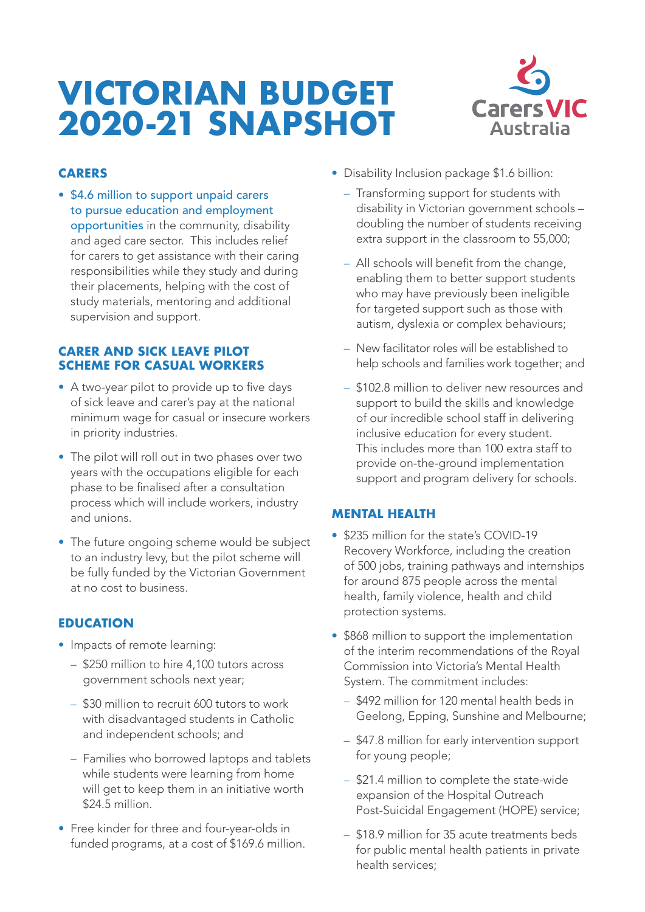# VICTORIAN BUDGET 2020-21 SNAPSHOT

CarersVIC Australia

## CARERS

- $4.6 million to support unpaid carers to pursue education and employment opportunities in the community, disability and aged care sector. This includes relief for carers to get assistance with their caring responsibilities while they study and during their placements, helping with the cost of study materials, mentoring and additional supervision and support.

## CARER AND SICK LEAVE PILOT SCHEME FOR CASUAL WORKERS

- A two-year pilot to provide up to five days of sick leave and carer's pay at the national minimum wage for casual or insecure workers in priority industries.
- The pilot will roll out in two phases over two years with the occupations eligible for each phase to be finalised after a consultation process which will include workers, industry and unions.
- The future ongoing scheme would be subject to an industry levy, but the pilot scheme will be fully funded by the Victorian Government at no cost to business.

## EDUCATION

- Impacts of remote learning:
  - $250 million to hire 4,100 tutors across government schools next year;
  - $30 million to recruit 600 tutors to work with disadvantaged students in Catholic and independent schools; and
  - Families who borrowed laptops and tablets while students were learning from home will get to keep them in an initiative worth $24.5 million.
- Free kinder for three and four-year-olds in funded programs, at a cost of $169.6 million.
- Disability Inclusion package $1.6 billion:
  - Transforming support for students with disability in Victorian government schools – doubling the number of students receiving extra support in the classroom to 55,000;
  - All schools will benefit from the change, enabling them to better support students who may have previously been ineligible for targeted support such as those with autism, dyslexia or complex behaviours;
  - New facilitator roles will be established to help schools and families work together; and
  - $102.8 million to deliver new resources and support to build the skills and knowledge of our incredible school staff in delivering inclusive education for every student. This includes more than 100 extra staff to provide on-the-ground implementation support and program delivery for schools.

## MENTAL HEALTH

- $235 million for the state's COVID-19 Recovery Workforce, including the creation of 500 jobs, training pathways and internships for around 875 people across the mental health, family violence, health and child protection systems.
- $868 million to support the implementation of the interim recommendations of the Royal Commission into Victoria's Mental Health System. The commitment includes:
  - $492 million for 120 mental health beds in Geelong, Epping, Sunshine and Melbourne;
  - $47.8 million for early intervention support for young people;
  - $21.4 million to complete the state-wide expansion of the Hospital Outreach Post-Suicidal Engagement (HOPE) service;
  - $18.9 million for 35 acute treatments beds for public mental health patients in private health services;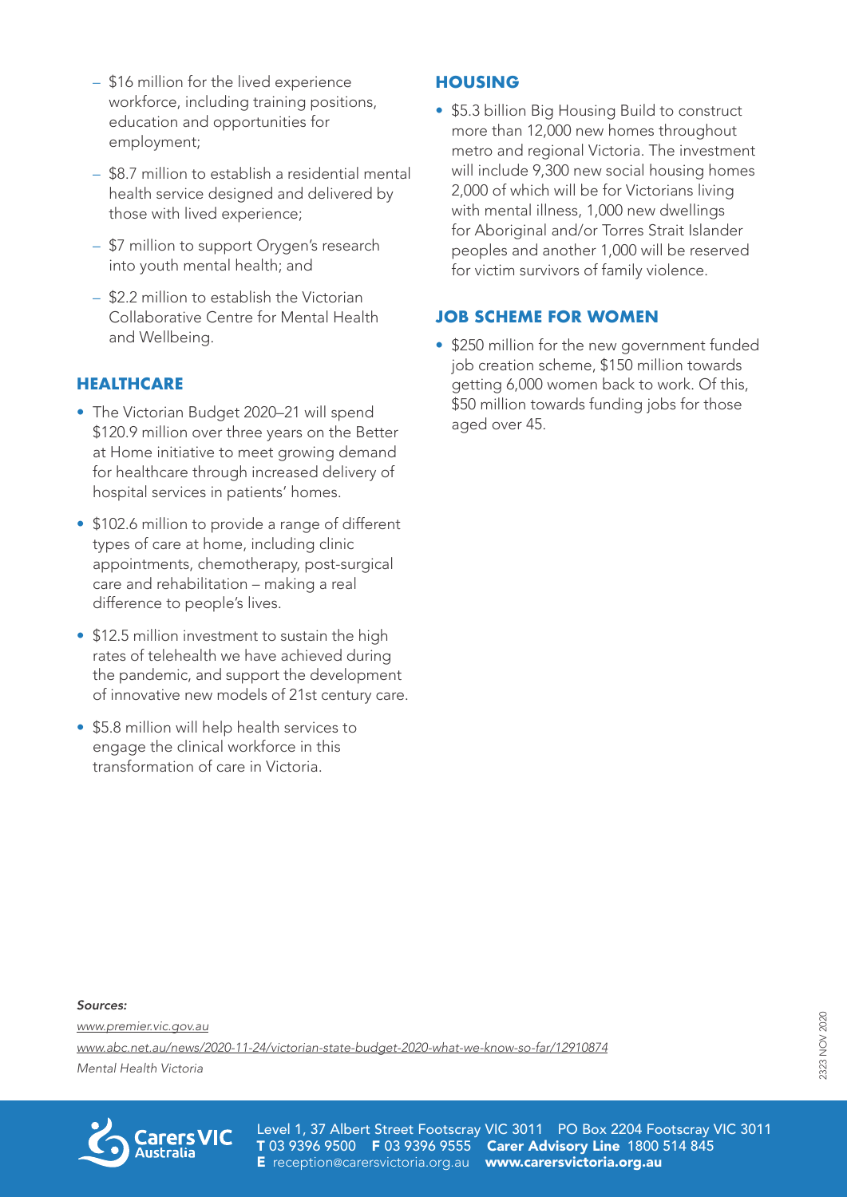- $16 million for the lived experience workforce, including training positions, education and opportunities for employment;
- $8.7 million to establish a residential mental health service designed and delivered by those with lived experience;
- $7 million to support Orygen's research into youth mental health; and
- $2.2 million to establish the Victorian Collaborative Centre for Mental Health and Wellbeing.

## HEALTHCARE

- The Victorian Budget 2020–21 will spend $120.9 million over three years on the Better at Home initiative to meet growing demand for healthcare through increased delivery of hospital services in patients' homes.
- $102.6 million to provide a range of different types of care at home, including clinic appointments, chemotherapy, post-surgical care and rehabilitation – making a real difference to people's lives.
- $12.5 million investment to sustain the high rates of telehealth we have achieved during the pandemic, and support the development of innovative new models of 21st century care.
- $5.8 million will help health services to engage the clinical workforce in this transformation of care in Victoria.

## HOUSING

- $5.3 billion Big Housing Build to construct more than 12,000 new homes throughout metro and regional Victoria. The investment will include 9,300 new social housing homes 2,000 of which will be for Victorians living with mental illness, 1,000 new dwellings for Aboriginal and/or Torres Strait Islander peoples and another 1,000 will be reserved for victim survivors of family violence.

## JOB SCHEME FOR WOMEN

- $250 million for the new government funded job creation scheme, $150 million towards getting 6,000 women back to work. Of this, $50 million towards funding jobs for those aged over 45.

***Sources:***

*www.premier.vic.gov.au*

*www.abc.net.au/news/2020-11-24/victorian-state-budget-2020-what-we-know-so-far/12910874*

*Mental Health Victoria*

Carers VIC Australia

Level 1, 37 Albert Street Footscray VIC 3011 PO Box 2204 Footscray VIC 3011
**T** 03 9396 9500 **F** 03 9396 9555 **Carer Advisory Line** 1800 514 845
**E** reception@carersvictoria.org.au **www.carersvictoria.org.au**

2323 NOV 2020